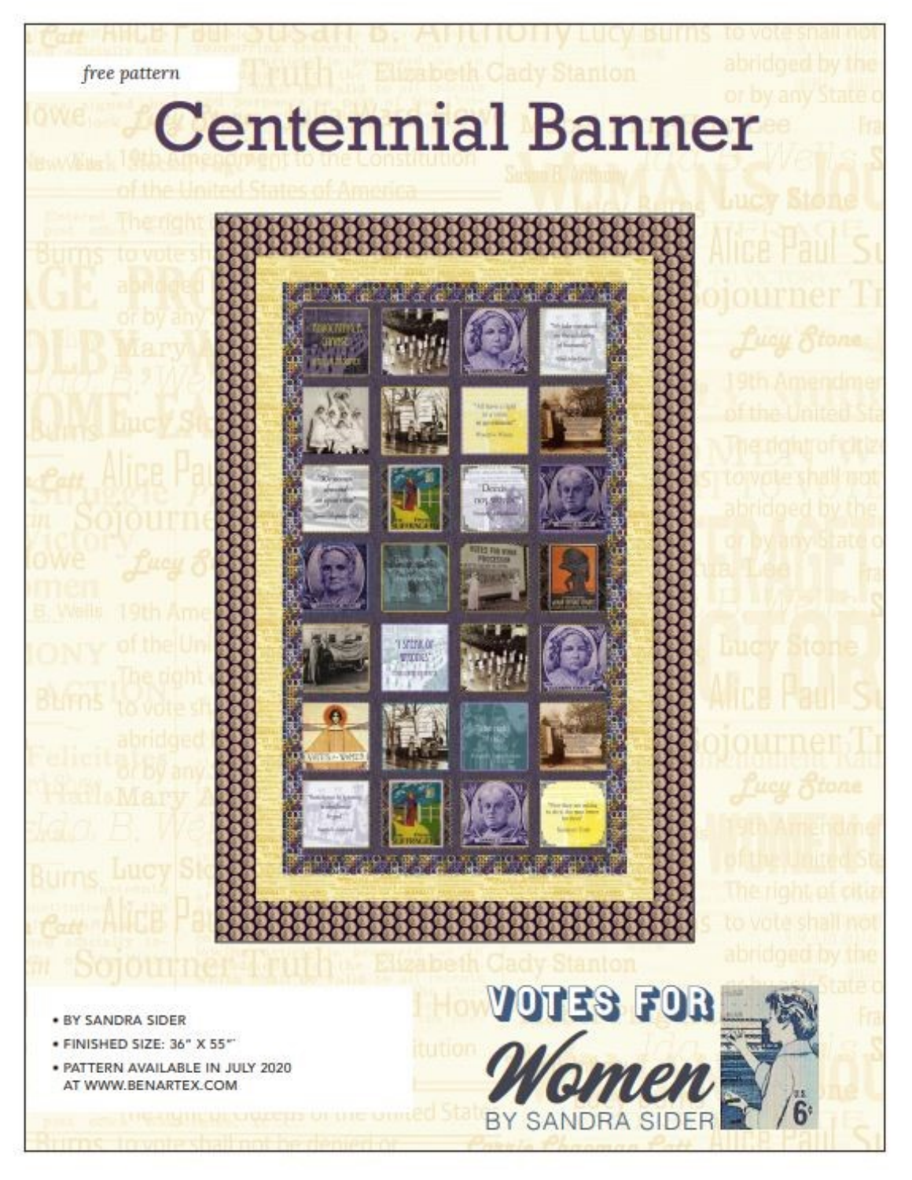*free pattern*

# Centennial Banner

- BY SANDRA SIDER
- FINISHED SIZE: 36" X 55"
- PATTERN AVAILABLE IN JULY 2020 AT WWW.BENARTEX.COM

VOTES FOR *Women* BY SANDRA SIDER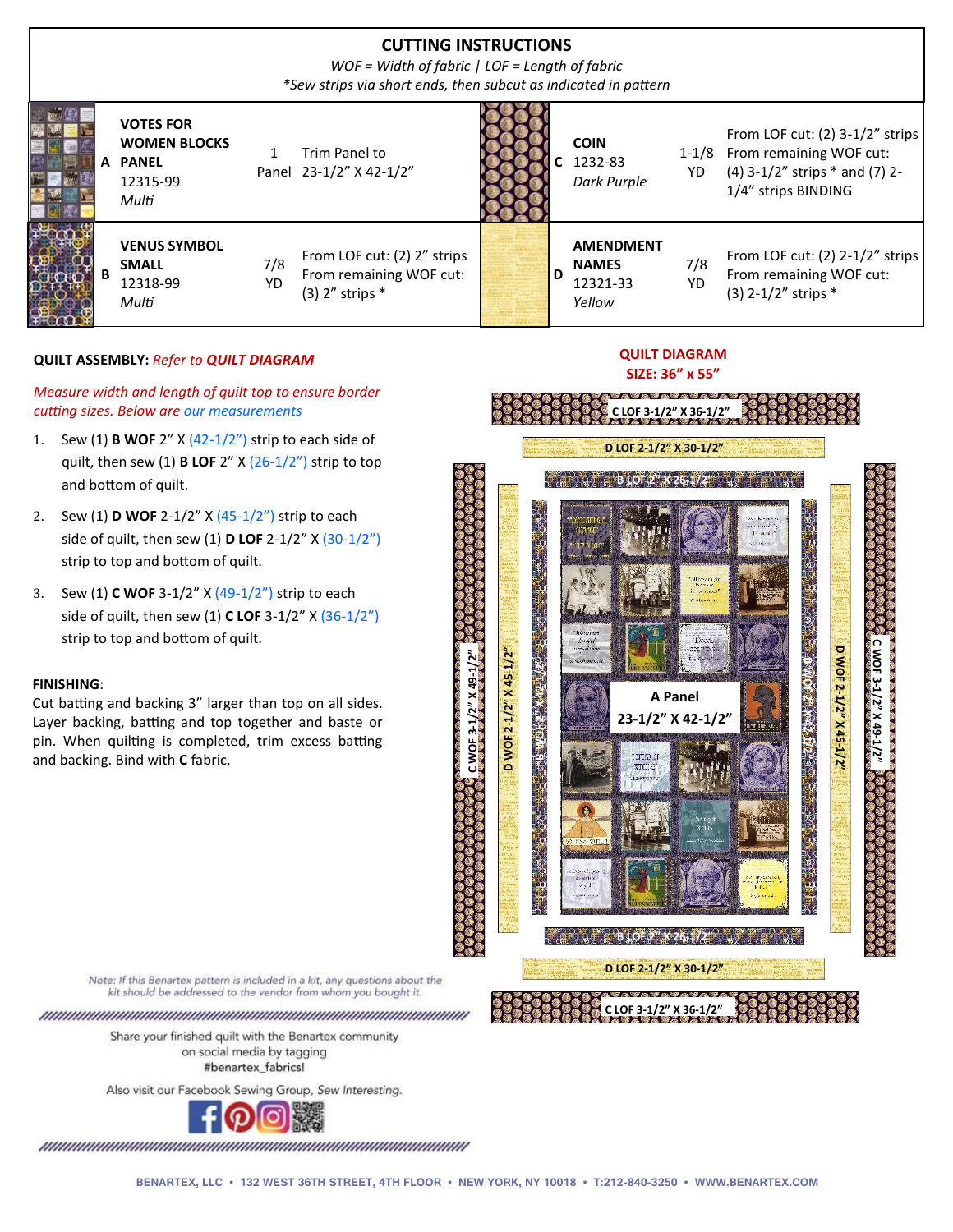# CUTTING INSTRUCTIONS

*WOF = Width of fabric | LOF = Length of fabric*

*\*Sew strips via short ends, then subcut as indicated in pattern*

| | | | | | | | |
|---|---|---|---|---|---|---|---|
| A | **VOTES FOR WOMEN BLOCKS PANEL** 12315-99 *Multi* | 1 Panel | Trim Panel to 23-1/2" X 42-1/2" | C | **COIN** 1232-83 *Dark Purple* | 1-1/8 YD | From LOF cut: (2) 3-1/2" strips From remaining WOF cut: (4) 3-1/2" strips * and (7) 2-1/4" strips BINDING |
| B | **VENUS SYMBOL SMALL** 12318-99 *Multi* | 7/8 YD | From LOF cut: (2) 2" strips From remaining WOF cut: (3) 2" strips * | D | **AMENDMENT NAMES** 12321-33 *Yellow* | 7/8 YD | From LOF cut: (2) 2-1/2" strips From remaining WOF cut: (3) 2-1/2" strips * |

**QUILT ASSEMBLY:** *Refer to **QUILT DIAGRAM***

*Measure width and length of quilt top to ensure border cutting sizes. Below are our measurements*

1. Sew (1) **B WOF** 2" X (42-1/2") strip to each side of quilt, then sew (1) **B LOF** 2" X (26-1/2") strip to top and bottom of quilt.
2. Sew (1) **D WOF** 2-1/2" X (45-1/2") strip to each side of quilt, then sew (1) **D LOF** 2-1/2" X (30-1/2") strip to top and bottom of quilt.
3. Sew (1) **C WOF** 3-1/2" X (49-1/2") strip to each side of quilt, then sew (1) **C LOF** 3-1/2" X (36-1/2") strip to top and bottom of quilt.

**FINISHING**:
Cut batting and backing 3" larger than top on all sides. Layer backing, batting and top together and baste or pin. When quilting is completed, trim excess batting and backing. Bind with **C** fabric.

**QUILT DIAGRAM**
**SIZE: 36" x 55"**

C LOF 3-1/2" X 36-1/2"
D LOF 2-1/2" X 30-1/2"
B LOF 2" X 26-1/2"
C WOF 3-1/2" X 49-1/2"
D WOF 2-1/2" X 45-1/2"
B WOF 2" X 42-1/2"
A Panel
23-1/2" X 42-1/2"
B WOF 2" X 42-1/2"
D WOF 2-1/2" X 45-1/2"
C WOF 3-1/2" X 49-1/2"
B LOF 2" X 26-1/2"
D LOF 2-1/2" X 30-1/2"
C LOF 3-1/2" X 36-1/2"

Note: If this Benartex pattern is included in a kit, any questions about the kit should be addressed to the vendor from whom you bought it.

Share your finished quilt with the Benartex community on social media by tagging #benartex_fabrics!

Also visit our Facebook Sewing Group, *Sew Interesting.*

BENARTEX, LLC • 132 WEST 36TH STREET, 4TH FLOOR • NEW YORK, NY 10018 • T:212-840-3250 • WWW.BENARTEX.COM